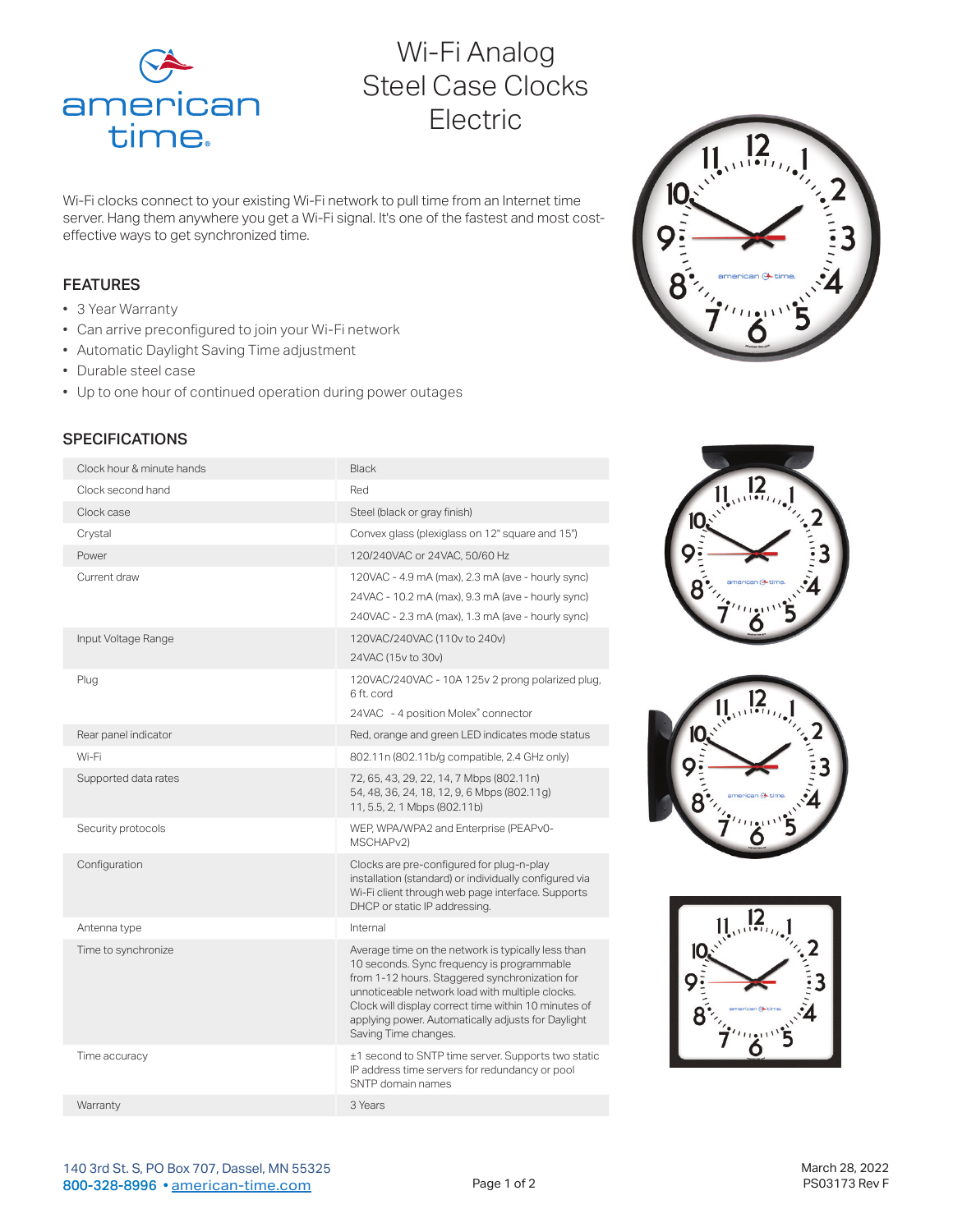# Wi-Fi Analog Steel Case Clocks Electric

Wi-Fi clocks connect to your existing Wi-Fi network to pull time from an Internet time server. Hang them anywhere you get a Wi-Fi signal. It's one of the fastest and most cost-effective ways to get synchronized time.

## FEATURES

- 3 Year Warranty
- Can arrive preconfigured to join your Wi-Fi network
- Automatic Daylight Saving Time adjustment
- Durable steel case
- Up to one hour of continued operation during power outages

## SPECIFICATIONS

| | |
|---|---|
| Clock hour & minute hands | Black |
| Clock second hand | Red |
| Clock case | Steel (black or gray finish) |
| Crystal | Convex glass (plexiglass on 12" square and 15") |
| Power | 120/240VAC or 24VAC, 50/60 Hz |
| Current draw | 120VAC - 4.9 mA (max), 2.3 mA (ave - hourly sync)<br>24VAC - 10.2 mA (max), 9.3 mA (ave - hourly sync)<br>240VAC - 2.3 mA (max), 1.3 mA (ave - hourly sync) |
| Input Voltage Range | 120VAC/240VAC (110v to 240v)<br>24VAC (15v to 30v) |
| Plug | 120VAC/240VAC - 10A 125v 2 prong polarized plug, 6 ft. cord<br>24VAC - 4 position Molex® connector |
| Rear panel indicator | Red, orange and green LED indicates mode status |
| Wi-Fi | 802.11n (802.11b/g compatible, 2.4 GHz only) |
| Supported data rates | 72, 65, 43, 29, 22, 14, 7 Mbps (802.11n)<br>54, 48, 36, 24, 18, 12, 9, 6 Mbps (802.11g)<br>11, 5.5, 2, 1 Mbps (802.11b) |
| Security protocols | WEP, WPA/WPA2 and Enterprise (PEAPv0-MSCHAPv2) |
| Configuration | Clocks are pre-configured for plug-n-play installation (standard) or individually configured via Wi-Fi client through web page interface. Supports DHCP or static IP addressing. |
| Antenna type | Internal |
| Time to synchronize | Average time on the network is typically less than 10 seconds. Sync frequency is programmable from 1-12 hours. Staggered synchronization for unnoticeable network load with multiple clocks. Clock will display correct time within 10 minutes of applying power. Automatically adjusts for Daylight Saving Time changes. |
| Time accuracy | ±1 second to SNTP time server. Supports two static IP address time servers for redundancy or pool SNTP domain names |
| Warranty | 3 Years |

140 3rd St. S, PO Box 707, Dassel, MN 55325
800-328-8996 • american-time.com

March 28, 2022
PS03173 Rev F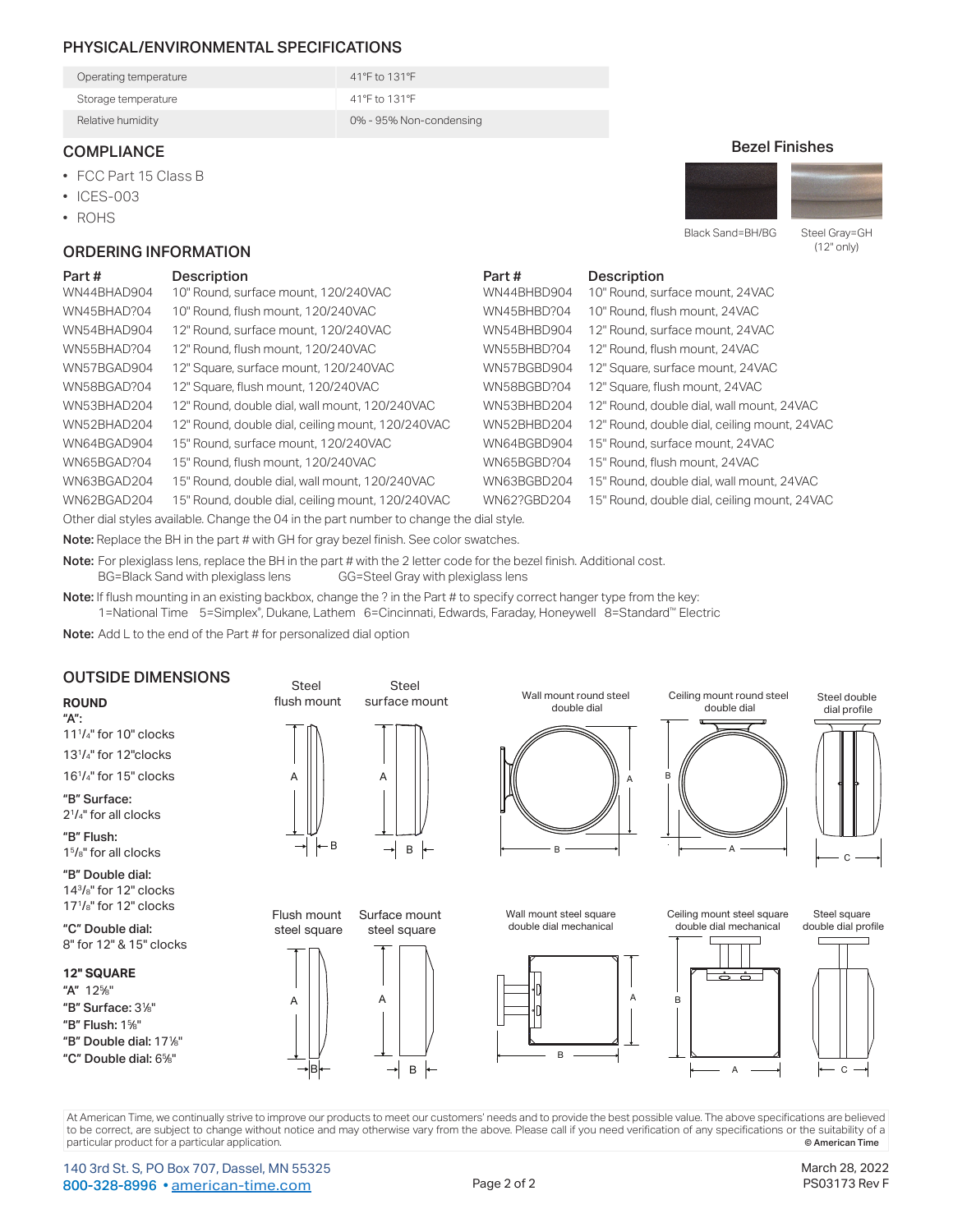## PHYSICAL/ENVIRONMENTAL SPECIFICATIONS

| | |
|---|---|
| Operating temperature | 41°F to 131°F |
| Storage temperature | 41°F to 131°F |
| Relative humidity | 0% - 95% Non-condensing |

## COMPLIANCE

- FCC Part 15 Class B
- ICES-003
- ROHS

**Bezel Finishes**

Black Sand=BH/BG

Steel Gray=GH (12" only)

## ORDERING INFORMATION

| Part # | Description | Part # | Description |
|---|---|---|---|
| WN44BHAD904 | 10" Round, surface mount, 120/240VAC | WN44BHBD904 | 10" Round, surface mount, 24VAC |
| WN45BHAD?04 | 10" Round, flush mount, 120/240VAC | WN45BHBD?04 | 10" Round, flush mount, 24VAC |
| WN54BHAD904 | 12" Round, surface mount, 120/240VAC | WN54BHBD904 | 12" Round, surface mount, 24VAC |
| WN55BHAD?04 | 12" Round, flush mount, 120/240VAC | WN55BHBD?04 | 12" Round, flush mount, 24VAC |
| WN57BGAD904 | 12" Square, surface mount, 120/240VAC | WN57BGBD904 | 12" Square, surface mount, 24VAC |
| WN58BGAD?04 | 12" Square, flush mount, 120/240VAC | WN58BGBD?04 | 12" Square, flush mount, 24VAC |
| WN53BHAD204 | 12" Round, double dial, wall mount, 120/240VAC | WN53BHBD204 | 12" Round, double dial, wall mount, 24VAC |
| WN52BHAD204 | 12" Round, double dial, ceiling mount, 120/240VAC | WN52BHBD204 | 12" Round, double dial, ceiling mount, 24VAC |
| WN64BGAD904 | 15" Round, surface mount, 120/240VAC | WN64BGBD904 | 15" Round, surface mount, 24VAC |
| WN65BGAD?04 | 15" Round, flush mount, 120/240VAC | WN65BGBD?04 | 15" Round, flush mount, 24VAC |
| WN63BGAD204 | 15" Round, double dial, wall mount, 120/240VAC | WN63BGBD204 | 15" Round, double dial, wall mount, 24VAC |
| WN62BGAD204 | 15" Round, double dial, ceiling mount, 120/240VAC | WN62?GBD204 | 15" Round, double dial, ceiling mount, 24VAC |

Other dial styles available. Change the 04 in the part number to change the dial style.

**Note:** Replace the BH in the part # with GH for gray bezel finish. See color swatches.

**Note:** For plexiglass lens, replace the BH in the part # with the 2 letter code for the bezel finish. Additional cost.
BG=Black Sand with plexiglass lens GG=Steel Gray with plexiglass lens

**Note:** If flush mounting in an existing backbox, change the ? in the Part # to specify correct hanger type from the key:
1=National Time 5=Simplex®, Dukane, Lathem 6=Cincinnati, Edwards, Faraday, Honeywell 8=Standard™ Electric

**Note:** Add L to the end of the Part # for personalized dial option

## OUTSIDE DIMENSIONS

**ROUND**

**"A":**
11¼" for 10" clocks
13¼" for 12"clocks
16¼" for 15" clocks

**"B" Surface:**
2¼" for all clocks

**"B" Flush:**
1⅝" for all clocks

**"B" Double dial:**
14⅜" for 12" clocks
17⅛" for 12" clocks

**"C" Double dial:**
8" for 12" & 15" clocks

**12" SQUARE**
**"A"** 12⅝"
**"B" Surface:** 3⅛"
**"B" Flush:** 1⅝"
**"B" Double dial:** 17⅛"
**"C" Double dial:** 6⅝"

Steel flush mount — A, B

Steel surface mount — A, B

Wall mount round steel double dial — A, B

Ceiling mount round steel double dial — B, A

Steel double dial profile — C

Flush mount steel square — A, B

Surface mount steel square — A, B

Wall mount steel square double dial mechanical — A, B

Ceiling mount steel square double dial mechanical — B, A

Steel square double dial profile — C

At American Time, we continually strive to improve our products to meet our customers' needs and to provide the best possible value. The above specifications are believed to be correct, are subject to change without notice and may otherwise vary from the above. Please call if you need verification of any specifications or the suitability of a particular product for a particular application. © American Time

140 3rd St. S, PO Box 707, Dassel, MN 55325
800-328-8996 • american-time.com

March 28, 2022
PS03173 Rev F